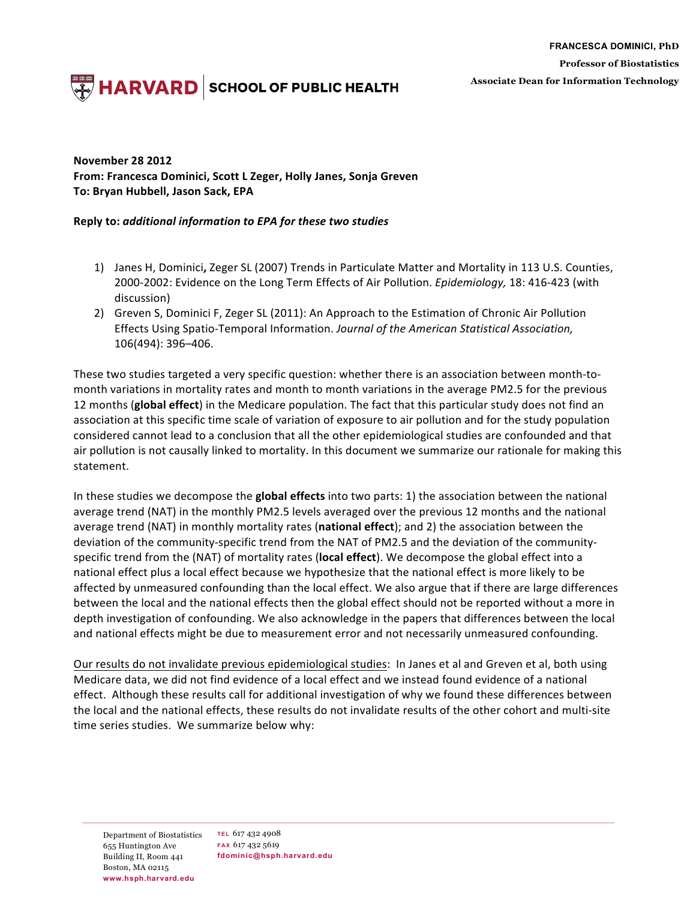HARVARD | SCHOOL OF PUBLIC HEALTH

**FRANCESCA DOMINICI, PhD**
**Professor of Biostatistics**
**Associate Dean for Information Technology**

**November 28 2012**
**From: Francesca Dominici, Scott L Zeger, Holly Janes, Sonja Greven**
**To: Bryan Hubbell, Jason Sack, EPA**

**Reply to:** ***additional information to EPA for these two studies***

1) Janes H, Dominici**,** Zeger SL (2007) Trends in Particulate Matter and Mortality in 113 U.S. Counties, 2000-2002: Evidence on the Long Term Effects of Air Pollution. *Epidemiology,* 18: 416-423 (with discussion)
2) Greven S, Dominici F, Zeger SL (2011): An Approach to the Estimation of Chronic Air Pollution Effects Using Spatio-Temporal Information. *Journal of the American Statistical Association,* 106(494): 396–406.

These two studies targeted a very specific question: whether there is an association between month-to-month variations in mortality rates and month to month variations in the average PM2.5 for the previous 12 months (**global effect**) in the Medicare population. The fact that this particular study does not find an association at this specific time scale of variation of exposure to air pollution and for the study population considered cannot lead to a conclusion that all the other epidemiological studies are confounded and that air pollution is not causally linked to mortality. In this document we summarize our rationale for making this statement.

In these studies we decompose the **global effects** into two parts: 1) the association between the national average trend (NAT) in the monthly PM2.5 levels averaged over the previous 12 months and the national average trend (NAT) in monthly mortality rates (**national effect**); and 2) the association between the deviation of the community-specific trend from the NAT of PM2.5 and the deviation of the community-specific trend from the (NAT) of mortality rates (**local effect**). We decompose the global effect into a national effect plus a local effect because we hypothesize that the national effect is more likely to be affected by unmeasured confounding than the local effect. We also argue that if there are large differences between the local and the national effects then the global effect should not be reported without a more in depth investigation of confounding. We also acknowledge in the papers that differences between the local and national effects might be due to measurement error and not necessarily unmeasured confounding.

<u>Our results do not invalidate previous epidemiological studies</u>: In Janes et al and Greven et al, both using Medicare data, we did not find evidence of a local effect and we instead found evidence of a national effect. Although these results call for additional investigation of why we found these differences between the local and the national effects, these results do not invalidate results of the other cohort and multi-site time series studies. We summarize below why:

Department of Biostatistics
655 Huntington Ave
Building II, Room 441
Boston, MA 02115
www.hsph.harvard.edu

TEL 617 432 4908
FAX 617 432 5619
fdominic@hsph.harvard.edu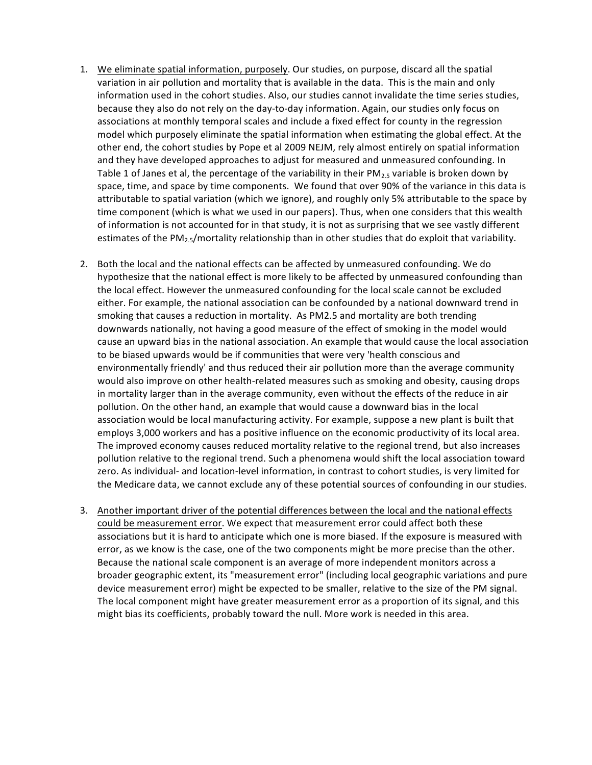1. <u>We eliminate spatial information, purposely</u>. Our studies, on purpose, discard all the spatial variation in air pollution and mortality that is available in the data. This is the main and only information used in the cohort studies. Also, our studies cannot invalidate the time series studies, because they also do not rely on the day-to-day information. Again, our studies only focus on associations at monthly temporal scales and include a fixed effect for county in the regression model which purposely eliminate the spatial information when estimating the global effect. At the other end, the cohort studies by Pope et al 2009 NEJM, rely almost entirely on spatial information and they have developed approaches to adjust for measured and unmeasured confounding. In Table 1 of Janes et al, the percentage of the variability in their $PM_{2.5}$ variable is broken down by space, time, and space by time components. We found that over 90% of the variance in this data is attributable to spatial variation (which we ignore), and roughly only 5% attributable to the space by time component (which is what we used in our papers). Thus, when one considers that this wealth of information is not accounted for in that study, it is not as surprising that we see vastly different estimates of the $PM_{2.5}$/mortality relationship than in other studies that do exploit that variability.

2. <u>Both the local and the national effects can be affected by unmeasured confounding</u>. We do hypothesize that the national effect is more likely to be affected by unmeasured confounding than the local effect. However the unmeasured confounding for the local scale cannot be excluded either. For example, the national association can be confounded by a national downward trend in smoking that causes a reduction in mortality. As PM2.5 and mortality are both trending downwards nationally, not having a good measure of the effect of smoking in the model would cause an upward bias in the national association. An example that would cause the local association to be biased upwards would be if communities that were very 'health conscious and environmentally friendly' and thus reduced their air pollution more than the average community would also improve on other health-related measures such as smoking and obesity, causing drops in mortality larger than in the average community, even without the effects of the reduce in air pollution. On the other hand, an example that would cause a downward bias in the local association would be local manufacturing activity. For example, suppose a new plant is built that employs 3,000 workers and has a positive influence on the economic productivity of its local area. The improved economy causes reduced mortality relative to the regional trend, but also increases pollution relative to the regional trend. Such a phenomena would shift the local association toward zero. As individual- and location-level information, in contrast to cohort studies, is very limited for the Medicare data, we cannot exclude any of these potential sources of confounding in our studies.

3. <u>Another important driver of the potential differences between the local and the national effects could be measurement error</u>. We expect that measurement error could affect both these associations but it is hard to anticipate which one is more biased. If the exposure is measured with error, as we know is the case, one of the two components might be more precise than the other. Because the national scale component is an average of more independent monitors across a broader geographic extent, its "measurement error" (including local geographic variations and pure device measurement error) might be expected to be smaller, relative to the size of the PM signal. The local component might have greater measurement error as a proportion of its signal, and this might bias its coefficients, probably toward the null. More work is needed in this area.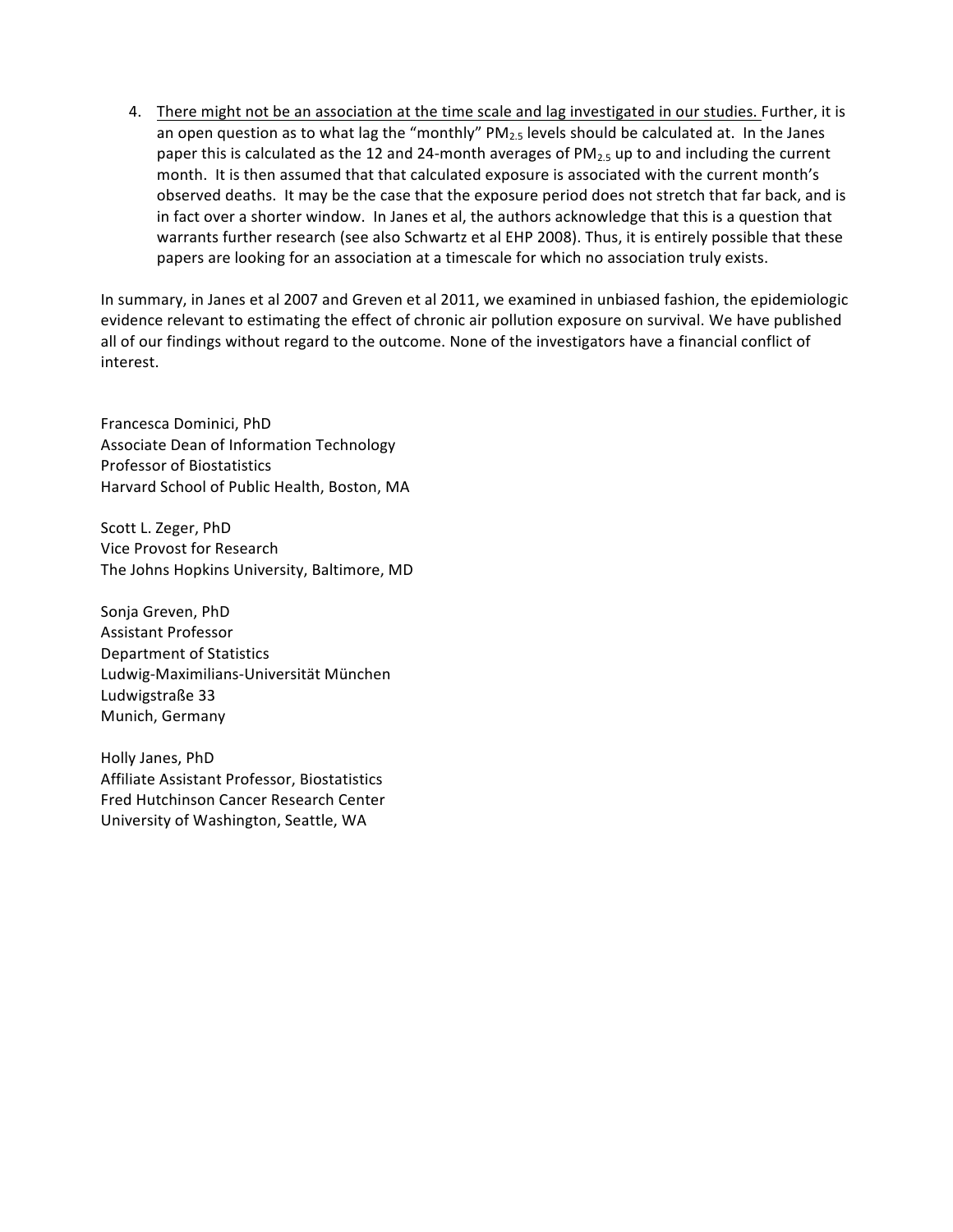4. <u>There might not be an association at the time scale and lag investigated in our studies.</u> Further, it is an open question as to what lag the "monthly" $PM_{2.5}$ levels should be calculated at. In the Janes paper this is calculated as the 12 and 24-month averages of $PM_{2.5}$ up to and including the current month. It is then assumed that that calculated exposure is associated with the current month's observed deaths. It may be the case that the exposure period does not stretch that far back, and is in fact over a shorter window. In Janes et al, the authors acknowledge that this is a question that warrants further research (see also Schwartz et al EHP 2008). Thus, it is entirely possible that these papers are looking for an association at a timescale for which no association truly exists.

In summary, in Janes et al 2007 and Greven et al 2011, we examined in unbiased fashion, the epidemiologic evidence relevant to estimating the effect of chronic air pollution exposure on survival. We have published all of our findings without regard to the outcome. None of the investigators have a financial conflict of interest.

Francesca Dominici, PhD
Associate Dean of Information Technology
Professor of Biostatistics
Harvard School of Public Health, Boston, MA

Scott L. Zeger, PhD
Vice Provost for Research
The Johns Hopkins University, Baltimore, MD

Sonja Greven, PhD
Assistant Professor
Department of Statistics
Ludwig-Maximilians-Universität München
Ludwigstraße 33
Munich, Germany

Holly Janes, PhD
Affiliate Assistant Professor, Biostatistics
Fred Hutchinson Cancer Research Center
University of Washington, Seattle, WA